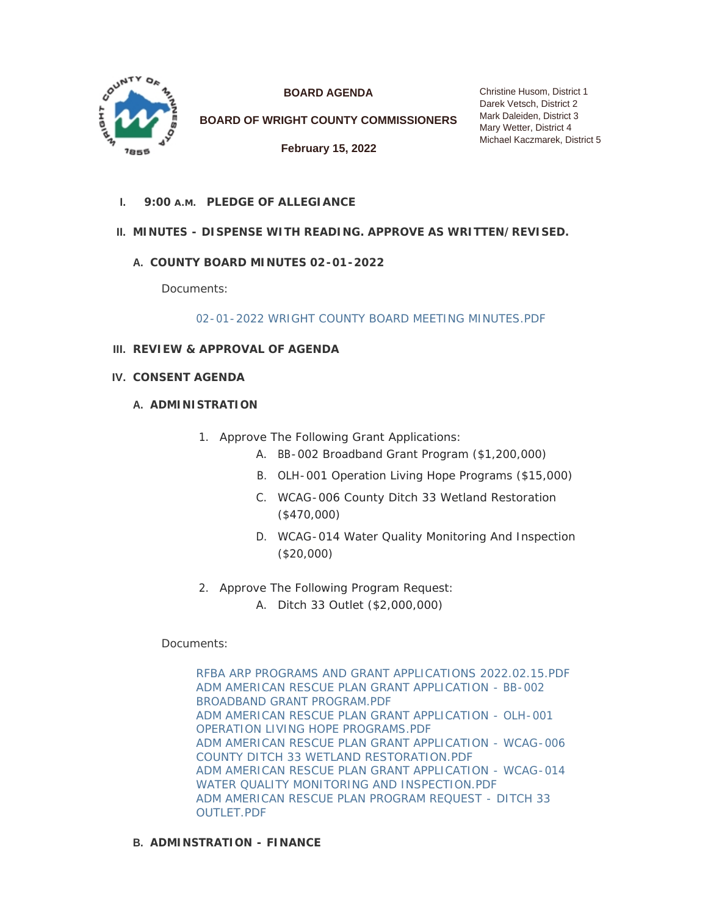**BOARD AGENDA**

**BOARD OF WRIGHT COUNTY COMMISSIONERS**

**February 15, 2022**

Christine Husom, District 1
Darek Vetsch, District 2
Mark Daleiden, District 3
Mary Wetter, District 4
Michael Kaczmarek, District 5

## I. 9:00 A.M. PLEDGE OF ALLEGIANCE

## II. MINUTES - DISPENSE WITH READING. APPROVE AS WRITTEN/REVISED.

### A. COUNTY BOARD MINUTES 02-01-2022

Documents:

02-01-2022 WRIGHT COUNTY BOARD MEETING MINUTES.PDF

## III. REVIEW & APPROVAL OF AGENDA

## IV. CONSENT AGENDA

### A. ADMINISTRATION

1. Approve The Following Grant Applications:
   - A. BB-002 Broadband Grant Program ($1,200,000)
   - B. OLH-001 Operation Living Hope Programs ($15,000)
   - C. WCAG-006 County Ditch 33 Wetland Restoration ($470,000)
   - D. WCAG-014 Water Quality Monitoring And Inspection ($20,000)
2. Approve The Following Program Request:
   - A. Ditch 33 Outlet ($2,000,000)

Documents:

RFBA ARP PROGRAMS AND GRANT APPLICATIONS 2022.02.15.PDF
ADM AMERICAN RESCUE PLAN GRANT APPLICATION - BB-002 BROADBAND GRANT PROGRAM.PDF
ADM AMERICAN RESCUE PLAN GRANT APPLICATION - OLH-001 OPERATION LIVING HOPE PROGRAMS.PDF
ADM AMERICAN RESCUE PLAN GRANT APPLICATION - WCAG-006 COUNTY DITCH 33 WETLAND RESTORATION.PDF
ADM AMERICAN RESCUE PLAN GRANT APPLICATION - WCAG-014 WATER QUALITY MONITORING AND INSPECTION.PDF
ADM AMERICAN RESCUE PLAN PROGRAM REQUEST - DITCH 33 OUTLET.PDF

### B. ADMINSTRATION - FINANCE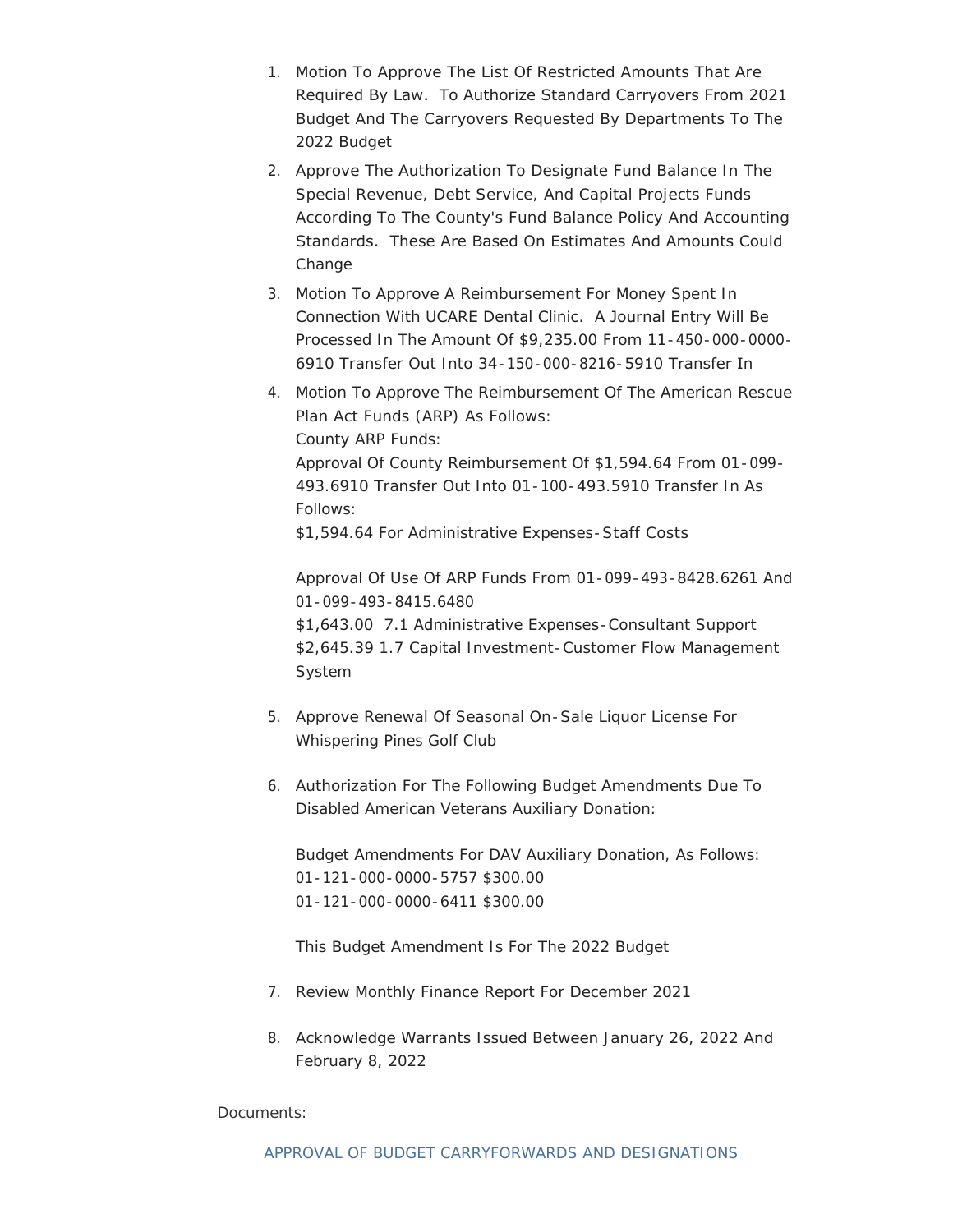1. Motion To Approve The List Of Restricted Amounts That Are Required By Law. To Authorize Standard Carryovers From 2021 Budget And The Carryovers Requested By Departments To The 2022 Budget
2. Approve The Authorization To Designate Fund Balance In The Special Revenue, Debt Service, And Capital Projects Funds According To The County's Fund Balance Policy And Accounting Standards. These Are Based On Estimates And Amounts Could Change
3. Motion To Approve A Reimbursement For Money Spent In Connection With UCARE Dental Clinic. A Journal Entry Will Be Processed In The Amount Of $9,235.00 From 11-450-000-0000-6910 Transfer Out Into 34-150-000-8216-5910 Transfer In
4. Motion To Approve The Reimbursement Of The American Rescue Plan Act Funds (ARP) As Follows:
   County ARP Funds:
   Approval Of County Reimbursement Of $1,594.64 From 01-099-493.6910 Transfer Out Into 01-100-493.5910 Transfer In As Follows:
   $1,594.64 For Administrative Expenses-Staff Costs

   Approval Of Use Of ARP Funds From 01-099-493-8428.6261 And 01-099-493-8415.6480
   $1,643.00 7.1 Administrative Expenses-Consultant Support
   $2,645.39 1.7 Capital Investment-Customer Flow Management System

5. Approve Renewal Of Seasonal On-Sale Liquor License For Whispering Pines Golf Club

6. Authorization For The Following Budget Amendments Due To Disabled American Veterans Auxiliary Donation:

   Budget Amendments For DAV Auxiliary Donation, As Follows:
   01-121-000-0000-5757 $300.00
   01-121-000-0000-6411 $300.00

   This Budget Amendment Is For The 2022 Budget

7. Review Monthly Finance Report For December 2021

8. Acknowledge Warrants Issued Between January 26, 2022 And February 8, 2022

Documents:

APPROVAL OF BUDGET CARRYFORWARDS AND DESIGNATIONS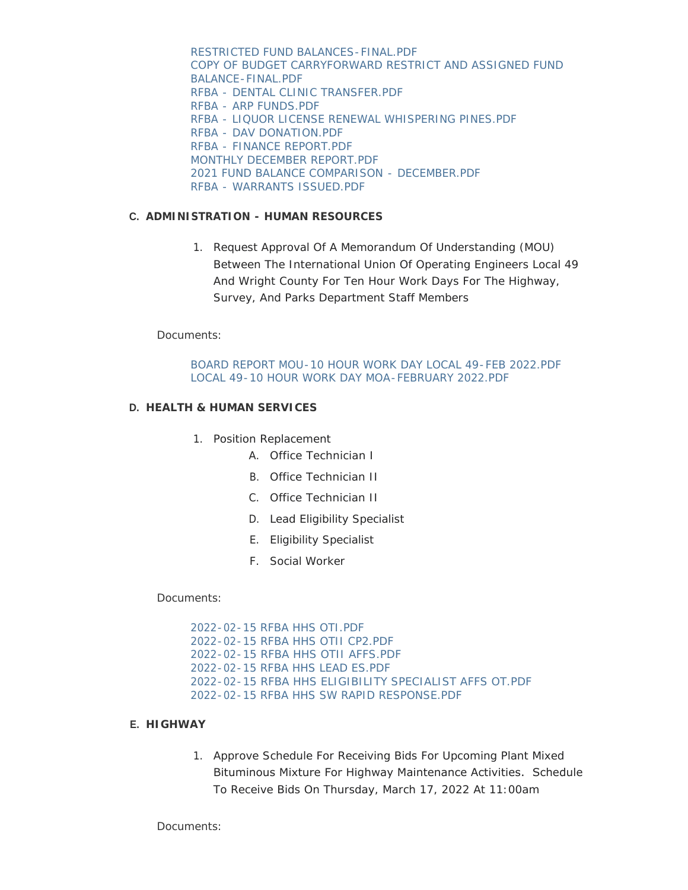RESTRICTED FUND BALANCES-FINAL.PDF
COPY OF BUDGET CARRYFORWARD RESTRICT AND ASSIGNED FUND BALANCE-FINAL.PDF
RFBA - DENTAL CLINIC TRANSFER.PDF
RFBA - ARP FUNDS.PDF
RFBA - LIQUOR LICENSE RENEWAL WHISPERING PINES.PDF
RFBA - DAV DONATION.PDF
RFBA - FINANCE REPORT.PDF
MONTHLY DECEMBER REPORT.PDF
2021 FUND BALANCE COMPARISON - DECEMBER.PDF
RFBA - WARRANTS ISSUED.PDF

**C. ADMINISTRATION - HUMAN RESOURCES**

1. Request Approval Of A Memorandum Of Understanding (MOU) Between The International Union Of Operating Engineers Local 49 And Wright County For Ten Hour Work Days For The Highway, Survey, And Parks Department Staff Members

Documents:

BOARD REPORT MOU-10 HOUR WORK DAY LOCAL 49-FEB 2022.PDF
LOCAL 49-10 HOUR WORK DAY MOA-FEBRUARY 2022.PDF

**D. HEALTH & HUMAN SERVICES**

1. Position Replacement
   - A. Office Technician I
   - B. Office Technician II
   - C. Office Technician II
   - D. Lead Eligibility Specialist
   - E. Eligibility Specialist
   - F. Social Worker

Documents:

2022-02-15 RFBA HHS OTI.PDF
2022-02-15 RFBA HHS OTII CP2.PDF
2022-02-15 RFBA HHS OTII AFFS.PDF
2022-02-15 RFBA HHS LEAD ES.PDF
2022-02-15 RFBA HHS ELIGIBILITY SPECIALIST AFFS OT.PDF
2022-02-15 RFBA HHS SW RAPID RESPONSE.PDF

**E. HIGHWAY**

1. Approve Schedule For Receiving Bids For Upcoming Plant Mixed Bituminous Mixture For Highway Maintenance Activities. Schedule To Receive Bids On Thursday, March 17, 2022 At 11:00am

Documents: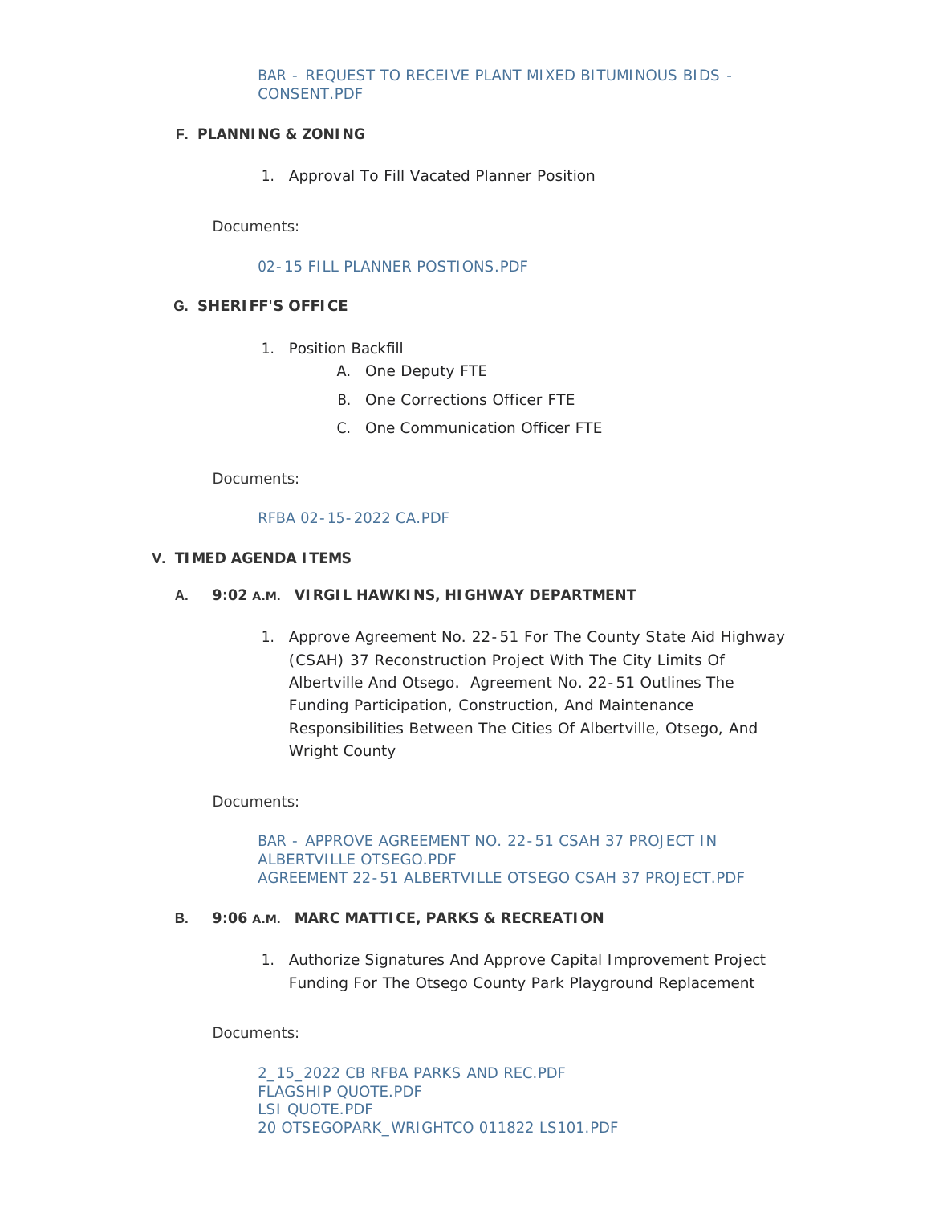BAR - REQUEST TO RECEIVE PLANT MIXED BITUMINOUS BIDS - CONSENT.PDF

**F. PLANNING & ZONING**

1. Approval To Fill Vacated Planner Position

Documents:

02-15 FILL PLANNER POSTIONS.PDF

**G. SHERIFF'S OFFICE**

1. Position Backfill
    - A. One Deputy FTE
    - B. One Corrections Officer FTE
    - C. One Communication Officer FTE

Documents:

RFBA 02-15-2022 CA.PDF

## V. TIMED AGENDA ITEMS

### A. 9:02 A.M. VIRGIL HAWKINS, HIGHWAY DEPARTMENT

1. Approve Agreement No. 22-51 For The County State Aid Highway (CSAH) 37 Reconstruction Project With The City Limits Of Albertville And Otsego. Agreement No. 22-51 Outlines The Funding Participation, Construction, And Maintenance Responsibilities Between The Cities Of Albertville, Otsego, And Wright County

Documents:

BAR - APPROVE AGREEMENT NO. 22-51 CSAH 37 PROJECT IN ALBERTVILLE OTSEGO.PDF
AGREEMENT 22-51 ALBERTVILLE OTSEGO CSAH 37 PROJECT.PDF

### B. 9:06 A.M. MARC MATTICE, PARKS & RECREATION

1. Authorize Signatures And Approve Capital Improvement Project Funding For The Otsego County Park Playground Replacement

Documents:

2_15_2022 CB RFBA PARKS AND REC.PDF
FLAGSHIP QUOTE.PDF
LSI QUOTE.PDF
20 OTSEGOPARK_WRIGHTCO 011822 LS101.PDF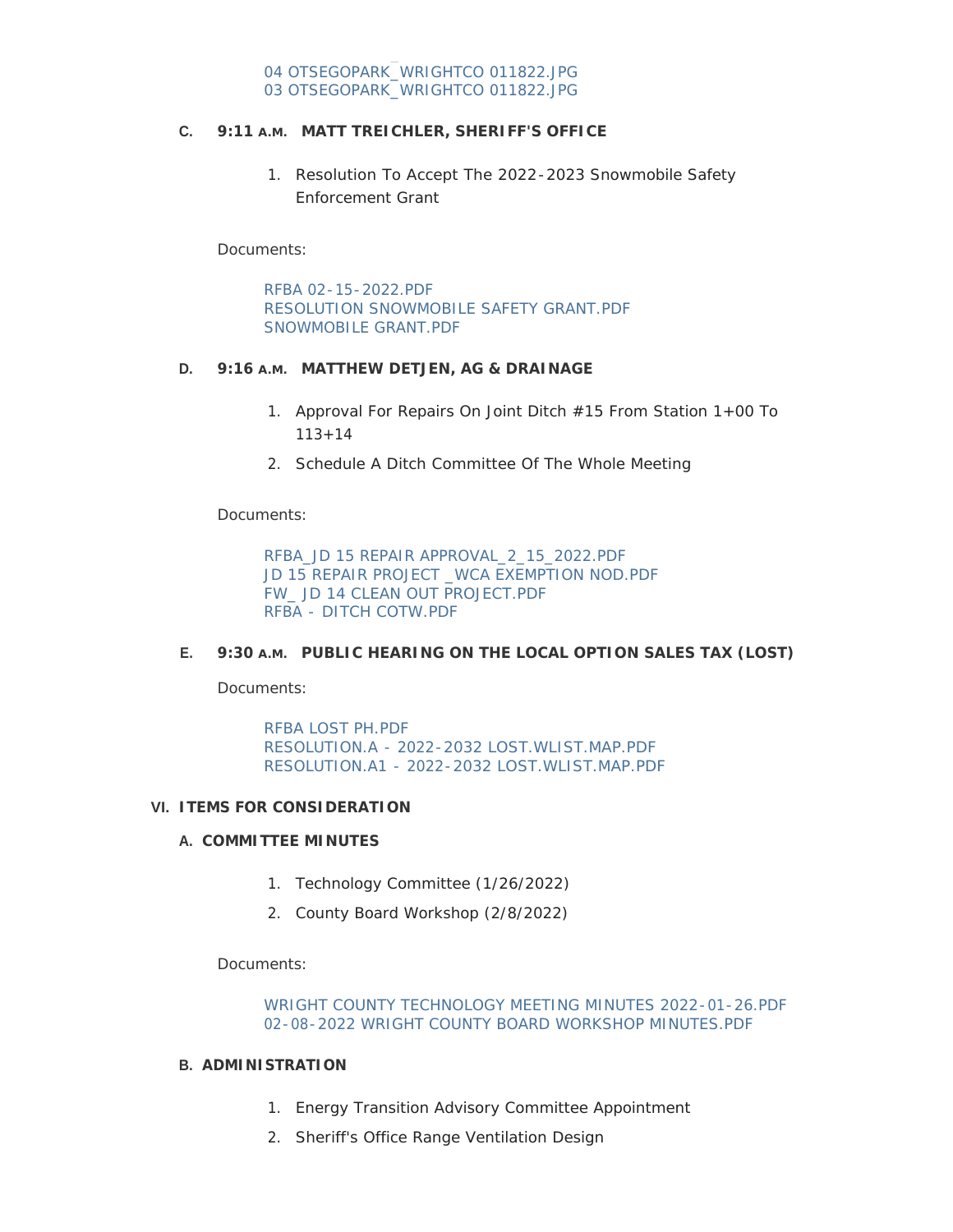04 OTSEGOPARK_WRIGHTCO 011822.JPG
03 OTSEGOPARK_WRIGHTCO 011822.JPG

**C. 9:11 A.M. MATT TREICHLER, SHERIFF'S OFFICE**

1. Resolution To Accept The 2022-2023 Snowmobile Safety Enforcement Grant

Documents:

RFBA 02-15-2022.PDF
RESOLUTION SNOWMOBILE SAFETY GRANT.PDF
SNOWMOBILE GRANT.PDF

**D. 9:16 A.M. MATTHEW DETJEN, AG & DRAINAGE**

1. Approval For Repairs On Joint Ditch #15 From Station 1+00 To 113+14
2. Schedule A Ditch Committee Of The Whole Meeting

Documents:

RFBA_JD 15 REPAIR APPROVAL_2_15_2022.PDF
JD 15 REPAIR PROJECT _WCA EXEMPTION NOD.PDF
FW_ JD 14 CLEAN OUT PROJECT.PDF
RFBA - DITCH COTW.PDF

**E. 9:30 A.M. PUBLIC HEARING ON THE LOCAL OPTION SALES TAX (LOST)**

Documents:

RFBA LOST PH.PDF
RESOLUTION.A - 2022-2032 LOST.WLIST.MAP.PDF
RESOLUTION.A1 - 2022-2032 LOST.WLIST.MAP.PDF

## VI. ITEMS FOR CONSIDERATION

### A. COMMITTEE MINUTES

1. Technology Committee (1/26/2022)
2. County Board Workshop (2/8/2022)

Documents:

WRIGHT COUNTY TECHNOLOGY MEETING MINUTES 2022-01-26.PDF
02-08-2022 WRIGHT COUNTY BOARD WORKSHOP MINUTES.PDF

### B. ADMINISTRATION

1. Energy Transition Advisory Committee Appointment
2. Sheriff's Office Range Ventilation Design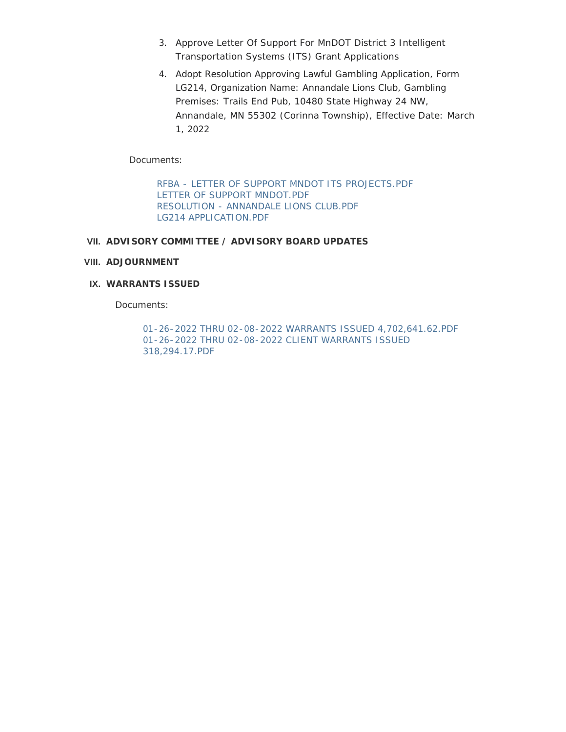3. Approve Letter Of Support For MnDOT District 3 Intelligent Transportation Systems (ITS) Grant Applications
4. Adopt Resolution Approving Lawful Gambling Application, Form LG214, Organization Name: Annandale Lions Club, Gambling Premises: Trails End Pub, 10480 State Highway 24 NW, Annandale, MN 55302 (Corinna Township), Effective Date: March 1, 2022

Documents:

RFBA - LETTER OF SUPPORT MNDOT ITS PROJECTS.PDF
LETTER OF SUPPORT MNDOT.PDF
RESOLUTION - ANNANDALE LIONS CLUB.PDF
LG214 APPLICATION.PDF

## VII. ADVISORY COMMITTEE / ADVISORY BOARD UPDATES

## VIII. ADJOURNMENT

## IX. WARRANTS ISSUED

Documents:

01-26-2022 THRU 02-08-2022 WARRANTS ISSUED 4,702,641.62.PDF
01-26-2022 THRU 02-08-2022 CLIENT WARRANTS ISSUED 318,294.17.PDF